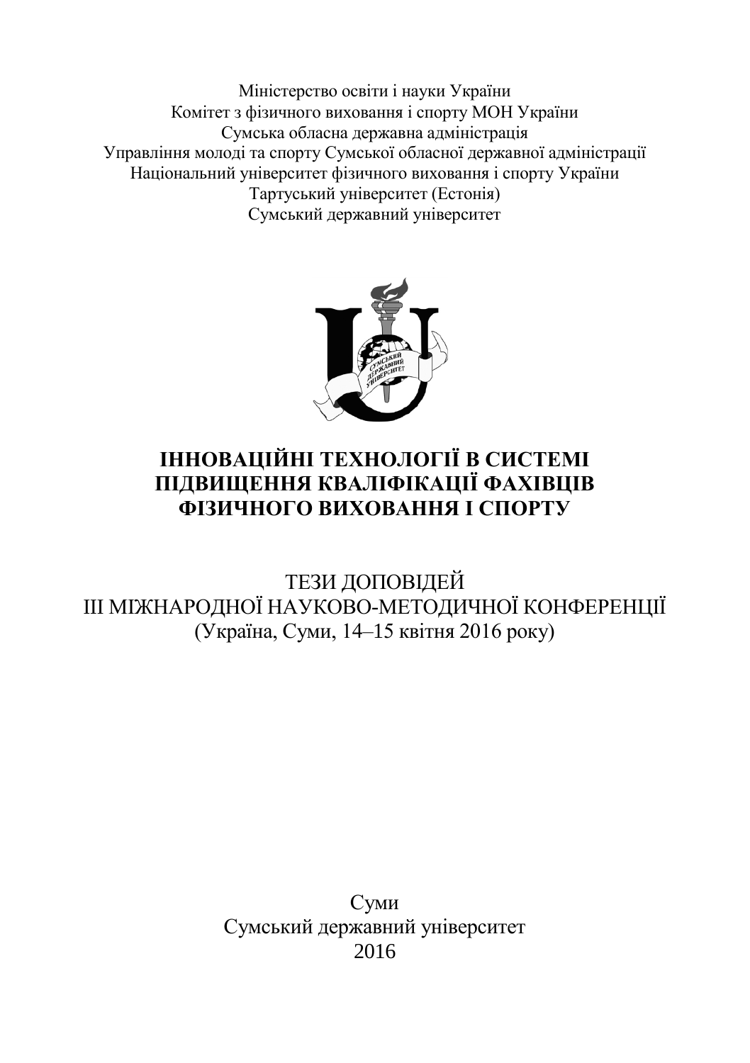Міністерство освіти і науки України
Комітет з фізичного виховання і спорту МОН України
Сумська обласна державна адміністрація
Управління молоді та спорту Сумської обласної державної адміністрації
Національний університет фізичного виховання і спорту України
Тартуський університет (Естонія)
Сумський державний університет

# ІННОВАЦІЙНІ ТЕХНОЛОГІЇ В СИСТЕМІ ПІДВИЩЕННЯ КВАЛІФІКАЦІЇ ФАХІВЦІВ ФІЗИЧНОГО ВИХОВАННЯ І СПОРТУ

ТЕЗИ ДОПОВІДЕЙ
ІІІ МІЖНАРОДНОЇ НАУКОВО-МЕТОДИЧНОЇ КОНФЕРЕНЦІЇ
(Україна, Суми, 14–15 квітня 2016 року)

Суми
Сумський державний університет
2016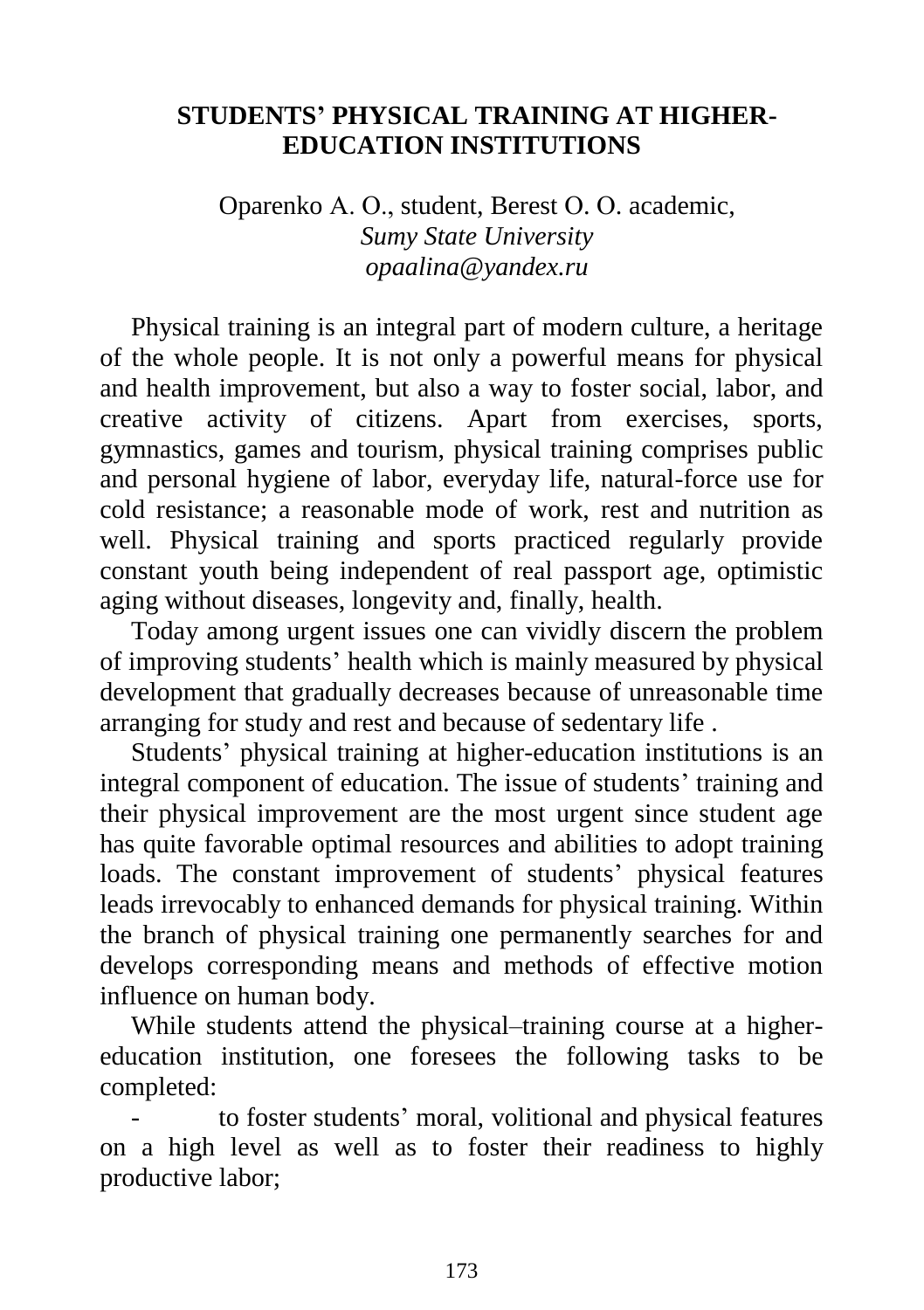## STUDENTS' PHYSICAL TRAINING AT HIGHER-EDUCATION INSTITUTIONS

Oparenko A. O., student, Berest O. O. academic,
*Sumy State University*
*opaalina@yandex.ru*

Physical training is an integral part of modern culture, a heritage of the whole people. It is not only a powerful means for physical and health improvement, but also a way to foster social, labor, and creative activity of citizens. Apart from exercises, sports, gymnastics, games and tourism, physical training comprises public and personal hygiene of labor, everyday life, natural-force use for cold resistance; a reasonable mode of work, rest and nutrition as well. Physical training and sports practiced regularly provide constant youth being independent of real passport age, optimistic aging without diseases, longevity and, finally, health.

Today among urgent issues one can vividly discern the problem of improving students' health which is mainly measured by physical development that gradually decreases because of unreasonable time arranging for study and rest and because of sedentary life .

Students' physical training at higher-education institutions is an integral component of education. The issue of students' training and their physical improvement are the most urgent since student age has quite favorable optimal resources and abilities to adopt training loads. The constant improvement of students' physical features leads irrevocably to enhanced demands for physical training. Within the branch of physical training one permanently searches for and develops corresponding means and methods of effective motion influence on human body.

While students attend the physical–training course at a higher-education institution, one foresees the following tasks to be completed:

- to foster students' moral, volitional and physical features on a high level as well as to foster their readiness to highly productive labor;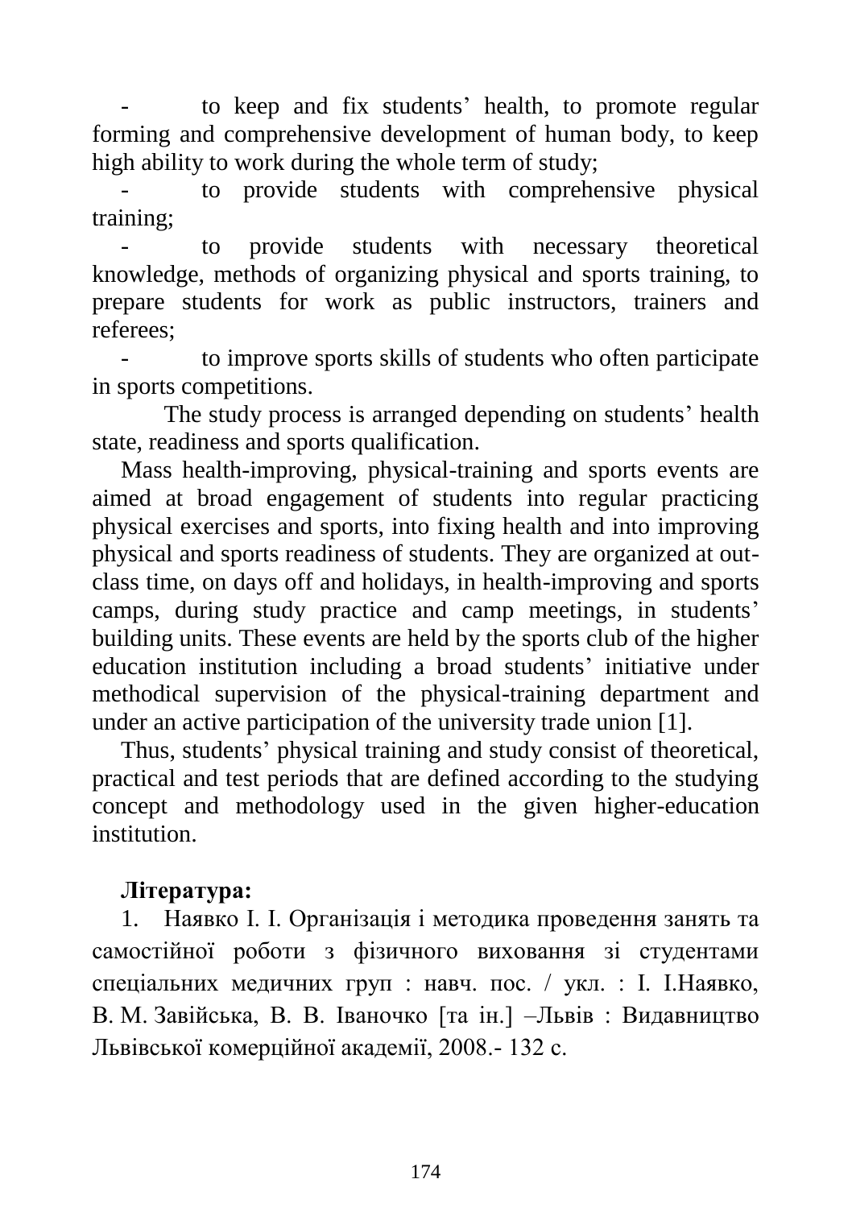- to keep and fix students' health, to promote regular forming and comprehensive development of human body, to keep high ability to work during the whole term of study;
- to provide students with comprehensive physical training;
- to provide students with necessary theoretical knowledge, methods of organizing physical and sports training, to prepare students for work as public instructors, trainers and referees;
- to improve sports skills of students who often participate in sports competitions.

The study process is arranged depending on students' health state, readiness and sports qualification.

Mass health-improving, physical-training and sports events are aimed at broad engagement of students into regular practicing physical exercises and sports, into fixing health and into improving physical and sports readiness of students. They are organized at out-class time, on days off and holidays, in health-improving and sports camps, during study practice and camp meetings, in students' building units. These events are held by the sports club of the higher education institution including a broad students' initiative under methodical supervision of the physical-training department and under an active participation of the university trade union [1].

Thus, students' physical training and study consist of theoretical, practical and test periods that are defined according to the studying concept and methodology used in the given higher-education institution.

**Література:**

1. Наявко І. І. Організація і методика проведення занять та самостійної роботи з фізичного виховання зі студентами спеціальних медичних груп : навч. пос. / укл. : І. І.Наявко, В. М. Завійська, В. В. Іваночко [та ін.] –Львів : Видавництво Львівської комерційної академії, 2008.- 132 с.